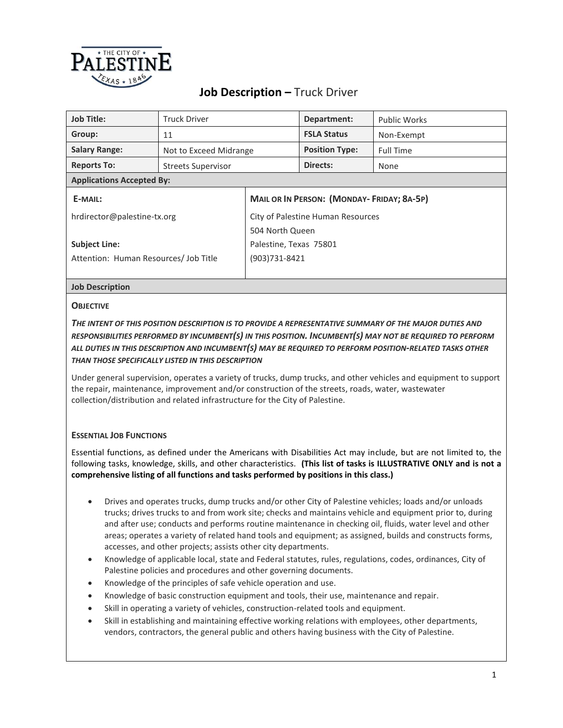# Job Description – Truck Driver

| Job Title: | Truck Driver | Department: | Public Works |
|---|---|---|---|
| Group: | 11 | FSLA Status | Non-Exempt |
| Salary Range: | Not to Exceed Midrange | Position Type: | Full Time |
| Reports To: | Streets Supervisor | Directs: | None |

**Applications Accepted By:**

| E-MAIL: | MAIL OR IN PERSON: (MONDAY- FRIDAY; 8A-5P) |
|---|---|
| hrdirector@palestine-tx.org<br><br>**Subject Line:**<br>Attention: Human Resources/ Job Title | City of Palestine Human Resources<br>504 North Queen<br>Palestine, Texas 75801<br>(903)731-8421 |

## Job Description

### OBJECTIVE

***THE INTENT OF THIS POSITION DESCRIPTION IS TO PROVIDE A REPRESENTATIVE SUMMARY OF THE MAJOR DUTIES AND RESPONSIBILITIES PERFORMED BY INCUMBENT(S) IN THIS POSITION. INCUMBENT(S) MAY NOT BE REQUIRED TO PERFORM ALL DUTIES IN THIS DESCRIPTION AND INCUMBENT(S) MAY BE REQUIRED TO PERFORM POSITION-RELATED TASKS OTHER THAN THOSE SPECIFICALLY LISTED IN THIS DESCRIPTION***

Under general supervision, operates a variety of trucks, dump trucks, and other vehicles and equipment to support the repair, maintenance, improvement and/or construction of the streets, roads, water, wastewater collection/distribution and related infrastructure for the City of Palestine.

### ESSENTIAL JOB FUNCTIONS

Essential functions, as defined under the Americans with Disabilities Act may include, but are not limited to, the following tasks, knowledge, skills, and other characteristics. **(This list of tasks is ILLUSTRATIVE ONLY and is not a comprehensive listing of all functions and tasks performed by positions in this class.)**

- Drives and operates trucks, dump trucks and/or other City of Palestine vehicles; loads and/or unloads trucks; drives trucks to and from work site; checks and maintains vehicle and equipment prior to, during and after use; conducts and performs routine maintenance in checking oil, fluids, water level and other areas; operates a variety of related hand tools and equipment; as assigned, builds and constructs forms, accesses, and other projects; assists other city departments.
- Knowledge of applicable local, state and Federal statutes, rules, regulations, codes, ordinances, City of Palestine policies and procedures and other governing documents.
- Knowledge of the principles of safe vehicle operation and use.
- Knowledge of basic construction equipment and tools, their use, maintenance and repair.
- Skill in operating a variety of vehicles, construction-related tools and equipment.
- Skill in establishing and maintaining effective working relations with employees, other departments, vendors, contractors, the general public and others having business with the City of Palestine.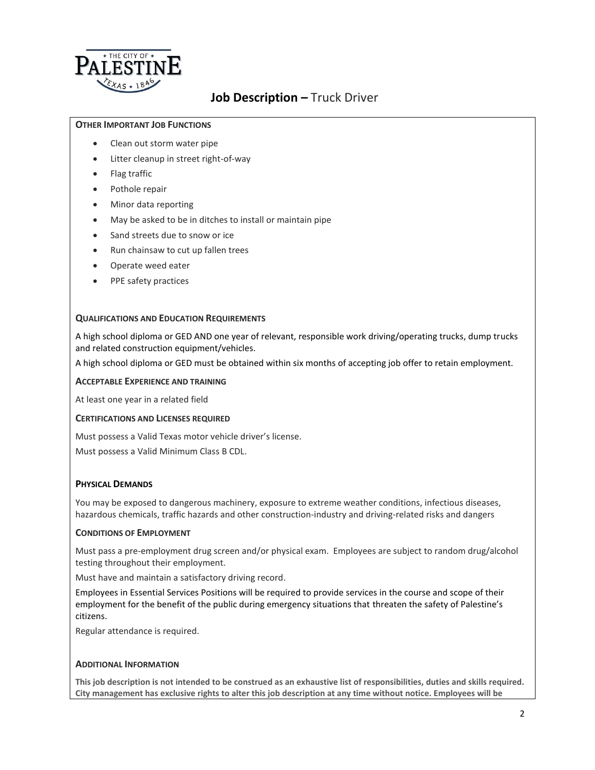# Job Description – Truck Driver

**OTHER IMPORTANT JOB FUNCTIONS**

- Clean out storm water pipe
- Litter cleanup in street right-of-way
- Flag traffic
- Pothole repair
- Minor data reporting
- May be asked to be in ditches to install or maintain pipe
- Sand streets due to snow or ice
- Run chainsaw to cut up fallen trees
- Operate weed eater
- PPE safety practices

**QUALIFICATIONS AND EDUCATION REQUIREMENTS**

A high school diploma or GED AND one year of relevant, responsible work driving/operating trucks, dump trucks and related construction equipment/vehicles.

A high school diploma or GED must be obtained within six months of accepting job offer to retain employment.

**ACCEPTABLE EXPERIENCE AND TRAINING**

At least one year in a related field

**CERTIFICATIONS AND LICENSES REQUIRED**

Must possess a Valid Texas motor vehicle driver's license.

Must possess a Valid Minimum Class B CDL.

**PHYSICAL DEMANDS**

You may be exposed to dangerous machinery, exposure to extreme weather conditions, infectious diseases, hazardous chemicals, traffic hazards and other construction-industry and driving-related risks and dangers

**CONDITIONS OF EMPLOYMENT**

Must pass a pre-employment drug screen and/or physical exam. Employees are subject to random drug/alcohol testing throughout their employment.

Must have and maintain a satisfactory driving record.

Employees in Essential Services Positions will be required to provide services in the course and scope of their employment for the benefit of the public during emergency situations that threaten the safety of Palestine's citizens.

Regular attendance is required.

**ADDITIONAL INFORMATION**

**This job description is not intended to be construed as an exhaustive list of responsibilities, duties and skills required. City management has exclusive rights to alter this job description at any time without notice. Employees will be**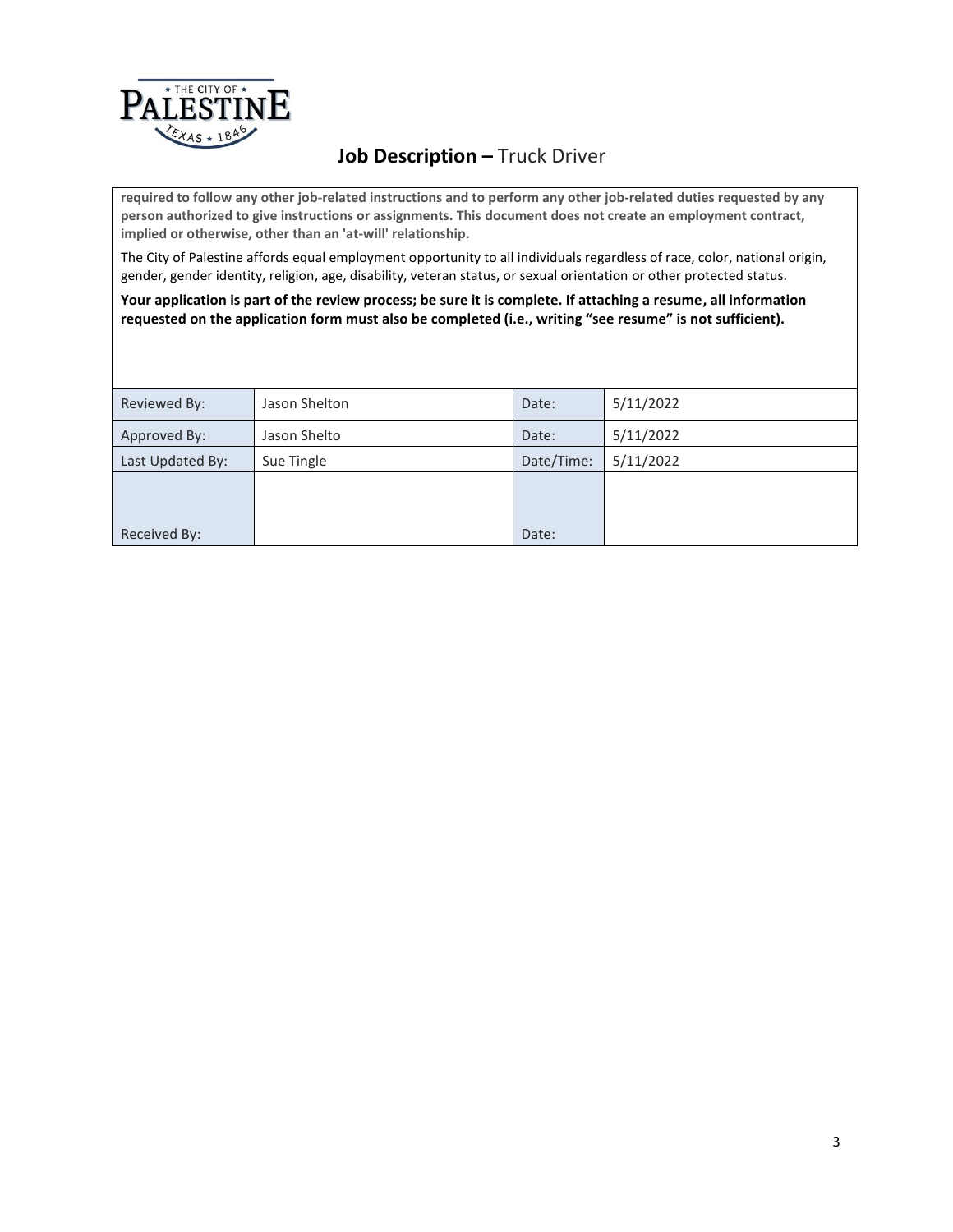## Job Description – Truck Driver

**required to follow any other job-related instructions and to perform any other job-related duties requested by any person authorized to give instructions or assignments. This document does not create an employment contract, implied or otherwise, other than an 'at-will' relationship.**

The City of Palestine affords equal employment opportunity to all individuals regardless of race, color, national origin, gender, gender identity, religion, age, disability, veteran status, or sexual orientation or other protected status.

**Your application is part of the review process; be sure it is complete. If attaching a resume, all information requested on the application form must also be completed (i.e., writing "see resume" is not sufficient).**

| | | | |
|---|---|---|---|
| Reviewed By: | Jason Shelton | Date: | 5/11/2022 |
| Approved By: | Jason Shelto | Date: | 5/11/2022 |
| Last Updated By: | Sue Tingle | Date/Time: | 5/11/2022 |
| Received By: | | Date: | |